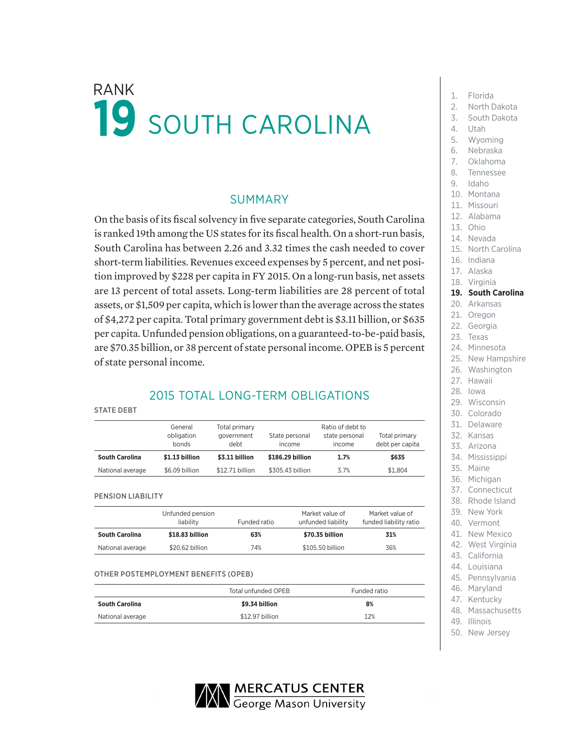RANK

# 19 SOUTH CAROLINA

## SUMMARY

On the basis of its fiscal solvency in five separate categories, South Carolina is ranked 19th among the US states for its fiscal health. On a short-run basis, South Carolina has between 2.26 and 3.32 times the cash needed to cover short-term liabilities. Revenues exceed expenses by 5 percent, and net position improved by $228 per capita in FY 2015. On a long-run basis, net assets are 13 percent of total assets. Long-term liabilities are 28 percent of total assets, or $1,509 per capita, which is lower than the average across the states of $4,272 per capita. Total primary government debt is $3.11 billion, or $635 per capita. Unfunded pension obligations, on a guaranteed-to-be-paid basis, are $70.35 billion, or 38 percent of state personal income. OPEB is 5 percent of state personal income.

## 2015 TOTAL LONG-TERM OBLIGATIONS

### STATE DEBT

| | General obligation bonds | Total primary government debt | State personal income | Ratio of debt to state personal income | Total primary debt per capita |
|---|---|---|---|---|---|
| **South Carolina** | **$1.13 billion** | **$3.11 billion** | **$186.29 billion** | **1.7%** | **$635** |
| National average | $6.09 billion | $12.71 billion | $305.43 billion | 3.7% | $1,804 |

### PENSION LIABILITY

| | Unfunded pension liability | Funded ratio | Market value of unfunded liability | Market value of funded liability ratio |
|---|---|---|---|---|
| **South Carolina** | **$18.83 billion** | **63%** | **$70.35 billion** | **31%** |
| National average | $20.62 billion | 74% | $105.50 billion | 36% |

### OTHER POSTEMPLOYMENT BENEFITS (OPEB)

| | Total unfunded OPEB | Funded ratio |
|---|---|---|
| **South Carolina** | **$9.34 billion** | **8%** |
| National average | $12.97 billion | 12% |

1. Florida
2. North Dakota
3. South Dakota
4. Utah
5. Wyoming
6. Nebraska
7. Oklahoma
8. Tennessee
9. Idaho
10. Montana
11. Missouri
12. Alabama
13. Ohio
14. Nevada
15. North Carolina
16. Indiana
17. Alaska
18. Virginia
19. **South Carolina**
20. Arkansas
21. Oregon
22. Georgia
23. Texas
24. Minnesota
25. New Hampshire
26. Washington
27. Hawaii
28. Iowa
29. Wisconsin
30. Colorado
31. Delaware
32. Kansas
33. Arizona
34. Mississippi
35. Maine
36. Michigan
37. Connecticut
38. Rhode Island
39. New York
40. Vermont
41. New Mexico
42. West Virginia
43. California
44. Louisiana
45. Pennsylvania
46. Maryland
47. Kentucky
48. Massachusetts
49. Illinois
50. New Jersey

MERCATUS CENTER
George Mason University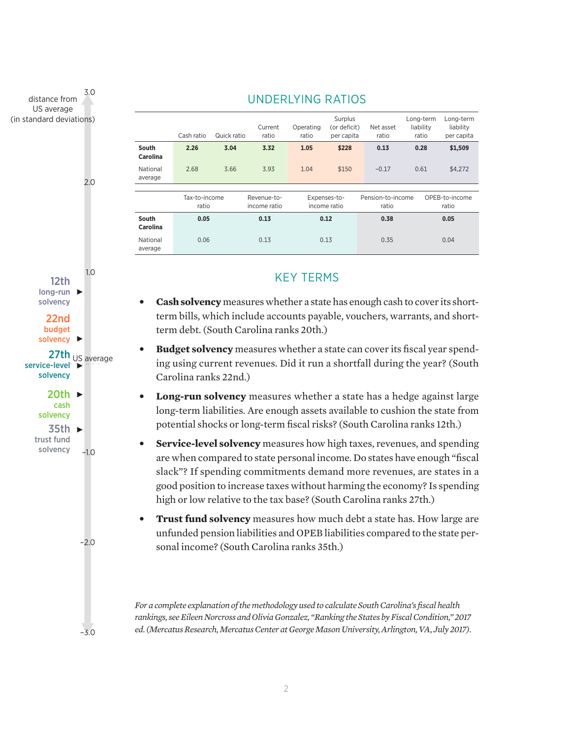distance from US average (in standard deviations)

3.0

2.0

1.0

12th long-run solvency

22nd budget solvency

27th service-level solvency

US average

20th cash solvency

35th trust fund solvency

-1.0

-2.0

-3.0

## UNDERLYING RATIOS

| | Cash ratio | Quick ratio | Current ratio | Operating ratio | Surplus (or deficit) per capita | Net asset ratio | Long-term liability ratio | Long-term liability per capita |
|---|---|---|---|---|---|---|---|---|
| **South Carolina** | **2.26** | **3.04** | **3.32** | **1.05** | **$228** | **0.13** | **0.28** | **$1,509** |
| National average | 2.68 | 3.66 | 3.93 | 1.04 | $150 | −0.17 | 0.61 | $4,272 |

| | Tax-to-income ratio | Revenue-to-income ratio | Expenses-to-income ratio | Pension-to-income ratio | OPEB-to-income ratio |
|---|---|---|---|---|---|
| **South Carolina** | **0.05** | **0.13** | **0.12** | **0.38** | **0.05** |
| National average | 0.06 | 0.13 | 0.13 | 0.35 | 0.04 |

## KEY TERMS

- **Cash solvency** measures whether a state has enough cash to cover its short-term bills, which include accounts payable, vouchers, warrants, and short-term debt. (South Carolina ranks 20th.)
- **Budget solvency** measures whether a state can cover its fiscal year spending using current revenues. Did it run a shortfall during the year? (South Carolina ranks 22nd.)
- **Long-run solvency** measures whether a state has a hedge against large long-term liabilities. Are enough assets available to cushion the state from potential shocks or long-term fiscal risks? (South Carolina ranks 12th.)
- **Service-level solvency** measures how high taxes, revenues, and spending are when compared to state personal income. Do states have enough "fiscal slack"? If spending commitments demand more revenues, are states in a good position to increase taxes without harming the economy? Is spending high or low relative to the tax base? (South Carolina ranks 27th.)
- **Trust fund solvency** measures how much debt a state has. How large are unfunded pension liabilities and OPEB liabilities compared to the state personal income? (South Carolina ranks 35th.)

*For a complete explanation of the methodology used to calculate South Carolina's fiscal health rankings, see Eileen Norcross and Olivia Gonzalez, "Ranking the States by Fiscal Condition," 2017 ed. (Mercatus Research, Mercatus Center at George Mason University, Arlington, VA, July 2017).*